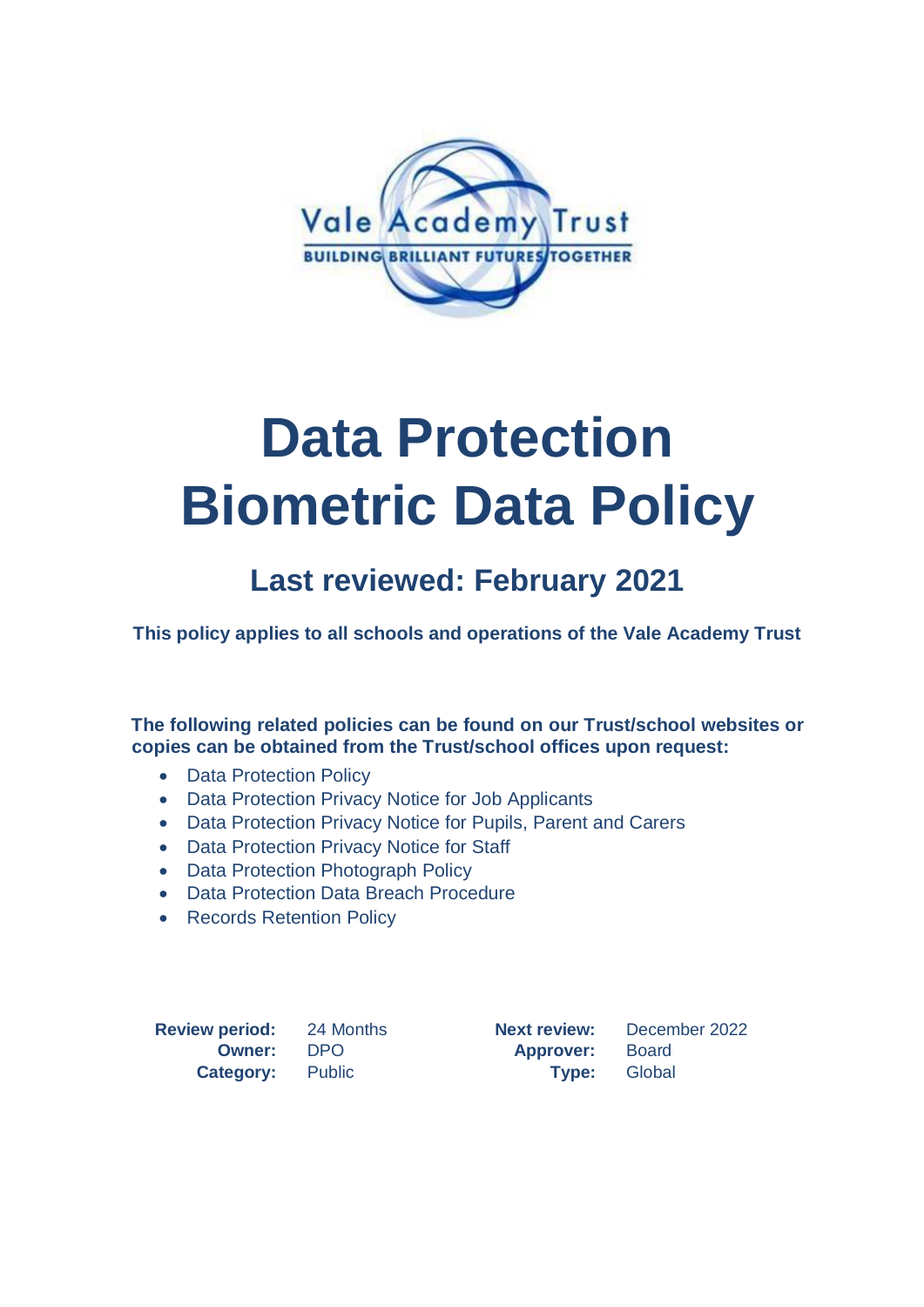Vale Academy Trust

BUILDING BRILLIANT FUTURES TOGETHER

# Data Protection Biometric Data Policy

## Last reviewed: February 2021

**This policy applies to all schools and operations of the Vale Academy Trust**

**The following related policies can be found on our Trust/school websites or copies can be obtained from the Trust/school offices upon request:**

- Data Protection Policy
- Data Protection Privacy Notice for Job Applicants
- Data Protection Privacy Notice for Pupils, Parent and Carers
- Data Protection Privacy Notice for Staff
- Data Protection Photograph Policy
- Data Protection Data Breach Procedure
- Records Retention Policy

| | | | |
|---|---|---|---|
| **Review period:** | 24 Months | **Next review:** | December 2022 |
| **Owner:** | DPO | **Approver:** | Board |
| **Category:** | Public | **Type:** | Global |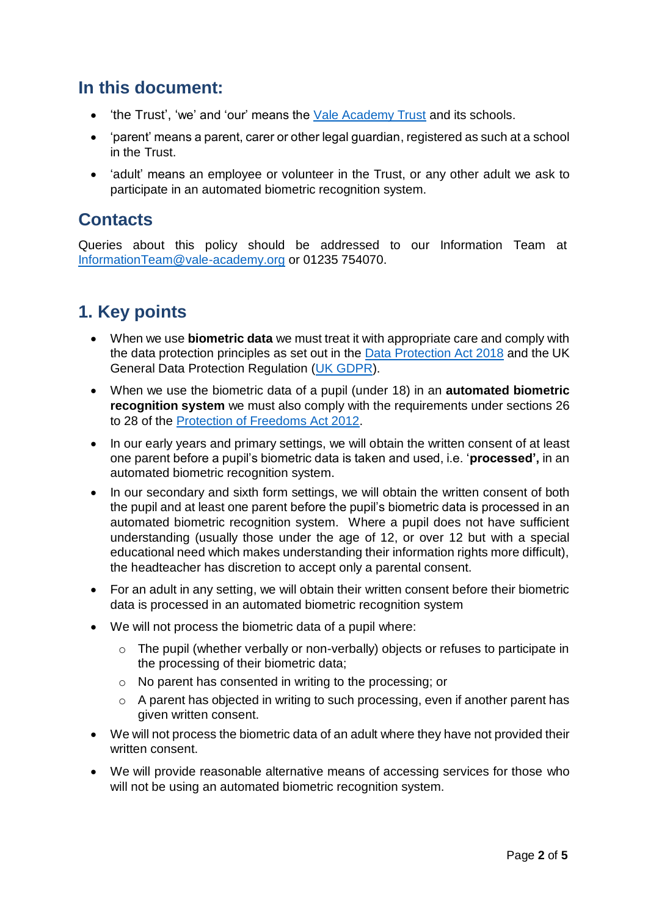## In this document:

- 'the Trust', 'we' and 'our' means the Vale Academy Trust and its schools.
- 'parent' means a parent, carer or other legal guardian, registered as such at a school in the Trust.
- 'adult' means an employee or volunteer in the Trust, or any other adult we ask to participate in an automated biometric recognition system.

## Contacts

Queries about this policy should be addressed to our Information Team at InformationTeam@vale-academy.org or 01235 754070.

## 1. Key points

- When we use **biometric data** we must treat it with appropriate care and comply with the data protection principles as set out in the Data Protection Act 2018 and the UK General Data Protection Regulation (UK GDPR).
- When we use the biometric data of a pupil (under 18) in an **automated biometric recognition system** we must also comply with the requirements under sections 26 to 28 of the Protection of Freedoms Act 2012.
- In our early years and primary settings, we will obtain the written consent of at least one parent before a pupil's biometric data is taken and used, i.e. '**processed',** in an automated biometric recognition system.
- In our secondary and sixth form settings, we will obtain the written consent of both the pupil and at least one parent before the pupil's biometric data is processed in an automated biometric recognition system. Where a pupil does not have sufficient understanding (usually those under the age of 12, or over 12 but with a special educational need which makes understanding their information rights more difficult), the headteacher has discretion to accept only a parental consent.
- For an adult in any setting, we will obtain their written consent before their biometric data is processed in an automated biometric recognition system
- We will not process the biometric data of a pupil where:
  - The pupil (whether verbally or non-verbally) objects or refuses to participate in the processing of their biometric data;
  - No parent has consented in writing to the processing; or
  - A parent has objected in writing to such processing, even if another parent has given written consent.
- We will not process the biometric data of an adult where they have not provided their written consent.
- We will provide reasonable alternative means of accessing services for those who will not be using an automated biometric recognition system.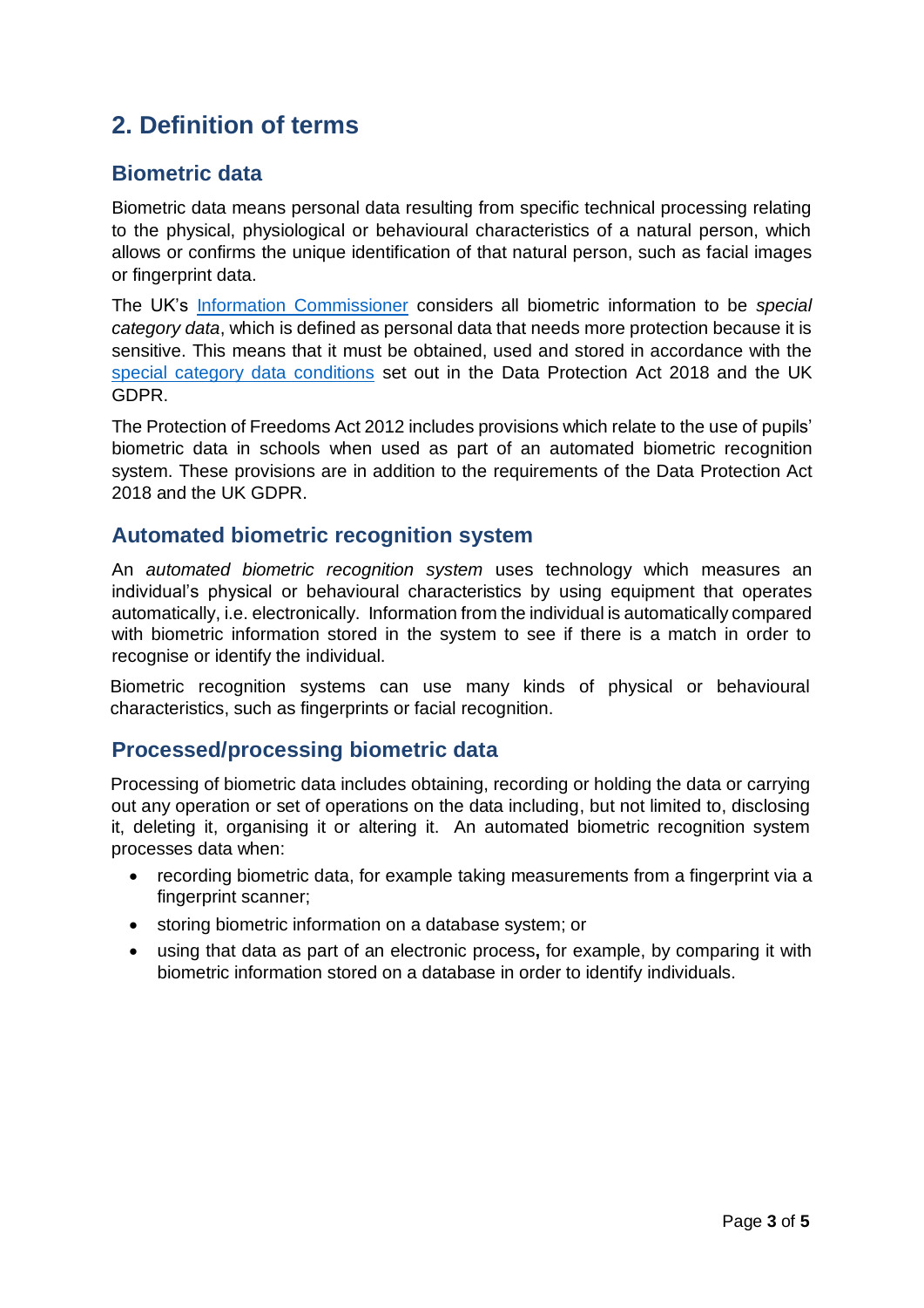## 2. Definition of terms

### Biometric data

Biometric data means personal data resulting from specific technical processing relating to the physical, physiological or behavioural characteristics of a natural person, which allows or confirms the unique identification of that natural person, such as facial images or fingerprint data.

The UK's Information Commissioner considers all biometric information to be *special category data*, which is defined as personal data that needs more protection because it is sensitive. This means that it must be obtained, used and stored in accordance with the special category data conditions set out in the Data Protection Act 2018 and the UK GDPR.

The Protection of Freedoms Act 2012 includes provisions which relate to the use of pupils' biometric data in schools when used as part of an automated biometric recognition system. These provisions are in addition to the requirements of the Data Protection Act 2018 and the UK GDPR.

### Automated biometric recognition system

An *automated biometric recognition system* uses technology which measures an individual's physical or behavioural characteristics by using equipment that operates automatically, i.e. electronically. Information from the individual is automatically compared with biometric information stored in the system to see if there is a match in order to recognise or identify the individual.

Biometric recognition systems can use many kinds of physical or behavioural characteristics, such as fingerprints or facial recognition.

### Processed/processing biometric data

Processing of biometric data includes obtaining, recording or holding the data or carrying out any operation or set of operations on the data including, but not limited to, disclosing it, deleting it, organising it or altering it. An automated biometric recognition system processes data when:

- recording biometric data, for example taking measurements from a fingerprint via a fingerprint scanner;
- storing biometric information on a database system; or
- using that data as part of an electronic process**,** for example, by comparing it with biometric information stored on a database in order to identify individuals.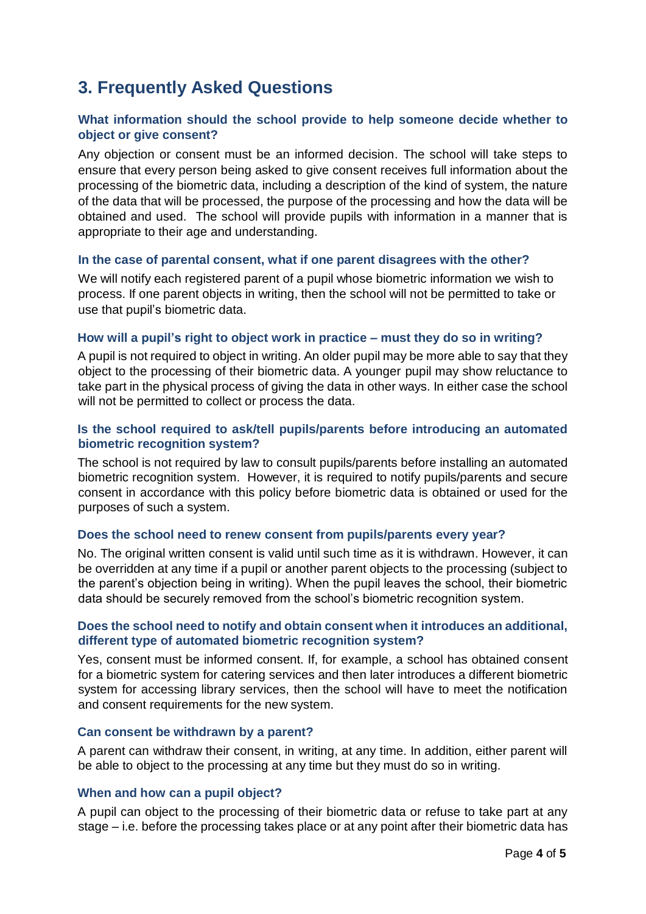## 3. Frequently Asked Questions

### What information should the school provide to help someone decide whether to object or give consent?

Any objection or consent must be an informed decision. The school will take steps to ensure that every person being asked to give consent receives full information about the processing of the biometric data, including a description of the kind of system, the nature of the data that will be processed, the purpose of the processing and how the data will be obtained and used. The school will provide pupils with information in a manner that is appropriate to their age and understanding.

### In the case of parental consent, what if one parent disagrees with the other?

We will notify each registered parent of a pupil whose biometric information we wish to process. If one parent objects in writing, then the school will not be permitted to take or use that pupil's biometric data.

### How will a pupil's right to object work in practice – must they do so in writing?

A pupil is not required to object in writing. An older pupil may be more able to say that they object to the processing of their biometric data. A younger pupil may show reluctance to take part in the physical process of giving the data in other ways. In either case the school will not be permitted to collect or process the data.

### Is the school required to ask/tell pupils/parents before introducing an automated biometric recognition system?

The school is not required by law to consult pupils/parents before installing an automated biometric recognition system. However, it is required to notify pupils/parents and secure consent in accordance with this policy before biometric data is obtained or used for the purposes of such a system.

### Does the school need to renew consent from pupils/parents every year?

No. The original written consent is valid until such time as it is withdrawn. However, it can be overridden at any time if a pupil or another parent objects to the processing (subject to the parent's objection being in writing). When the pupil leaves the school, their biometric data should be securely removed from the school's biometric recognition system.

### Does the school need to notify and obtain consent when it introduces an additional, different type of automated biometric recognition system?

Yes, consent must be informed consent. If, for example, a school has obtained consent for a biometric system for catering services and then later introduces a different biometric system for accessing library services, then the school will have to meet the notification and consent requirements for the new system.

### Can consent be withdrawn by a parent?

A parent can withdraw their consent, in writing, at any time. In addition, either parent will be able to object to the processing at any time but they must do so in writing.

### When and how can a pupil object?

A pupil can object to the processing of their biometric data or refuse to take part at any stage – i.e. before the processing takes place or at any point after their biometric data has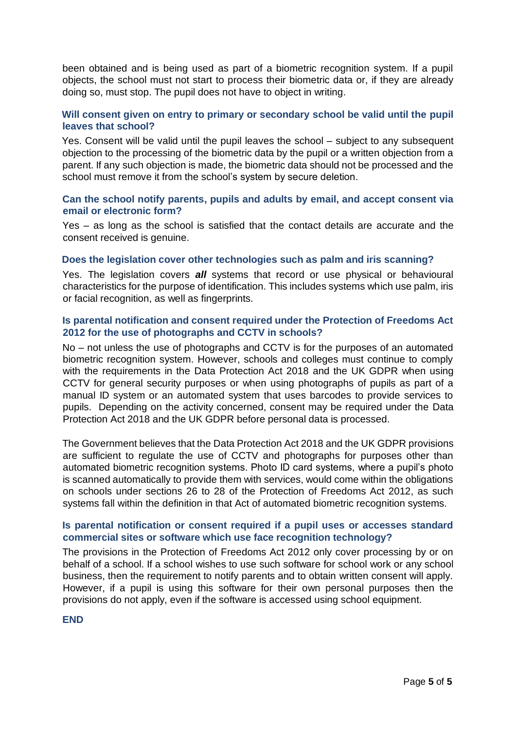been obtained and is being used as part of a biometric recognition system. If a pupil objects, the school must not start to process their biometric data or, if they are already doing so, must stop. The pupil does not have to object in writing.

### Will consent given on entry to primary or secondary school be valid until the pupil leaves that school?

Yes. Consent will be valid until the pupil leaves the school – subject to any subsequent objection to the processing of the biometric data by the pupil or a written objection from a parent. If any such objection is made, the biometric data should not be processed and the school must remove it from the school's system by secure deletion.

### Can the school notify parents, pupils and adults by email, and accept consent via email or electronic form?

Yes – as long as the school is satisfied that the contact details are accurate and the consent received is genuine.

### Does the legislation cover other technologies such as palm and iris scanning?

Yes. The legislation covers ***all*** systems that record or use physical or behavioural characteristics for the purpose of identification. This includes systems which use palm, iris or facial recognition, as well as fingerprints.

### Is parental notification and consent required under the Protection of Freedoms Act 2012 for the use of photographs and CCTV in schools?

No – not unless the use of photographs and CCTV is for the purposes of an automated biometric recognition system. However, schools and colleges must continue to comply with the requirements in the Data Protection Act 2018 and the UK GDPR when using CCTV for general security purposes or when using photographs of pupils as part of a manual ID system or an automated system that uses barcodes to provide services to pupils. Depending on the activity concerned, consent may be required under the Data Protection Act 2018 and the UK GDPR before personal data is processed.

The Government believes that the Data Protection Act 2018 and the UK GDPR provisions are sufficient to regulate the use of CCTV and photographs for purposes other than automated biometric recognition systems. Photo ID card systems, where a pupil's photo is scanned automatically to provide them with services, would come within the obligations on schools under sections 26 to 28 of the Protection of Freedoms Act 2012, as such systems fall within the definition in that Act of automated biometric recognition systems.

### Is parental notification or consent required if a pupil uses or accesses standard commercial sites or software which use face recognition technology?

The provisions in the Protection of Freedoms Act 2012 only cover processing by or on behalf of a school. If a school wishes to use such software for school work or any school business, then the requirement to notify parents and to obtain written consent will apply. However, if a pupil is using this software for their own personal purposes then the provisions do not apply, even if the software is accessed using school equipment.

**END**